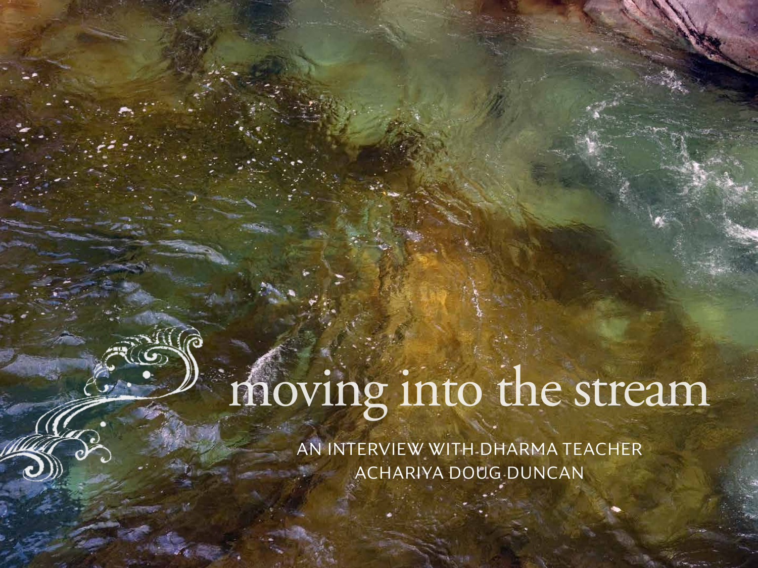# moving into the stream

AN INTERVIEW WITH DHARMA TEACHER ACHARIYA DOUG DUNCAN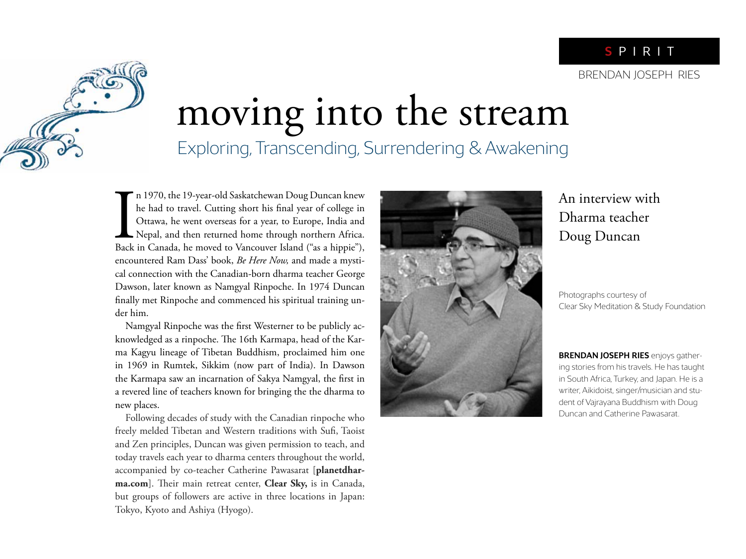SPIRIT

BRENDAN JOSEPH RIES

# moving into the stream

## Exploring, Transcending, Surrendering & Awakening

In 1970, the 19-year-old Saskatchewan Doug Duncan knew he had to travel. Cutting short his final year of college in Ottawa, he went overseas for a year, to Europe, India and Nepal, and then returned home through northern Africa. Back in Canada, he moved to Vancouver Island ("as a hippie"), encountered Ram Dass' book, *Be Here Now,* and made a mystical connection with the Canadian-born dharma teacher George Dawson, later known as Namgyal Rinpoche. In 1974 Duncan finally met Rinpoche and commenced his spiritual training under him.

Namgyal Rinpoche was the first Westerner to be publicly acknowledged as a rinpoche. The 16th Karmapa, head of the Karma Kagyu lineage of Tibetan Buddhism, proclaimed him one in 1969 in Rumtek, Sikkim (now part of India). In Dawson the Karmapa saw an incarnation of Sakya Namgyal, the first in a revered line of teachers known for bringing the the dharma to new places.

Following decades of study with the Canadian rinpoche who freely melded Tibetan and Western traditions with Sufi, Taoist and Zen principles, Duncan was given permission to teach, and today travels each year to dharma centers throughout the world, accompanied by co-teacher Catherine Pawasarat [**planetdharma.com**]. Their main retreat center, **Clear Sky,** is in Canada, but groups of followers are active in three locations in Japan: Tokyo, Kyoto and Ashiya (Hyogo).

An interview with Dharma teacher Doug Duncan

Photographs courtesy of Clear Sky Meditation & Study Foundation

**BRENDAN JOSEPH RIES** enjoys gathering stories from his travels. He has taught in South Africa, Turkey, and Japan. He is a writer, Aikidoist, singer/musician and student of Vajrayana Buddhism with Doug Duncan and Catherine Pawasarat.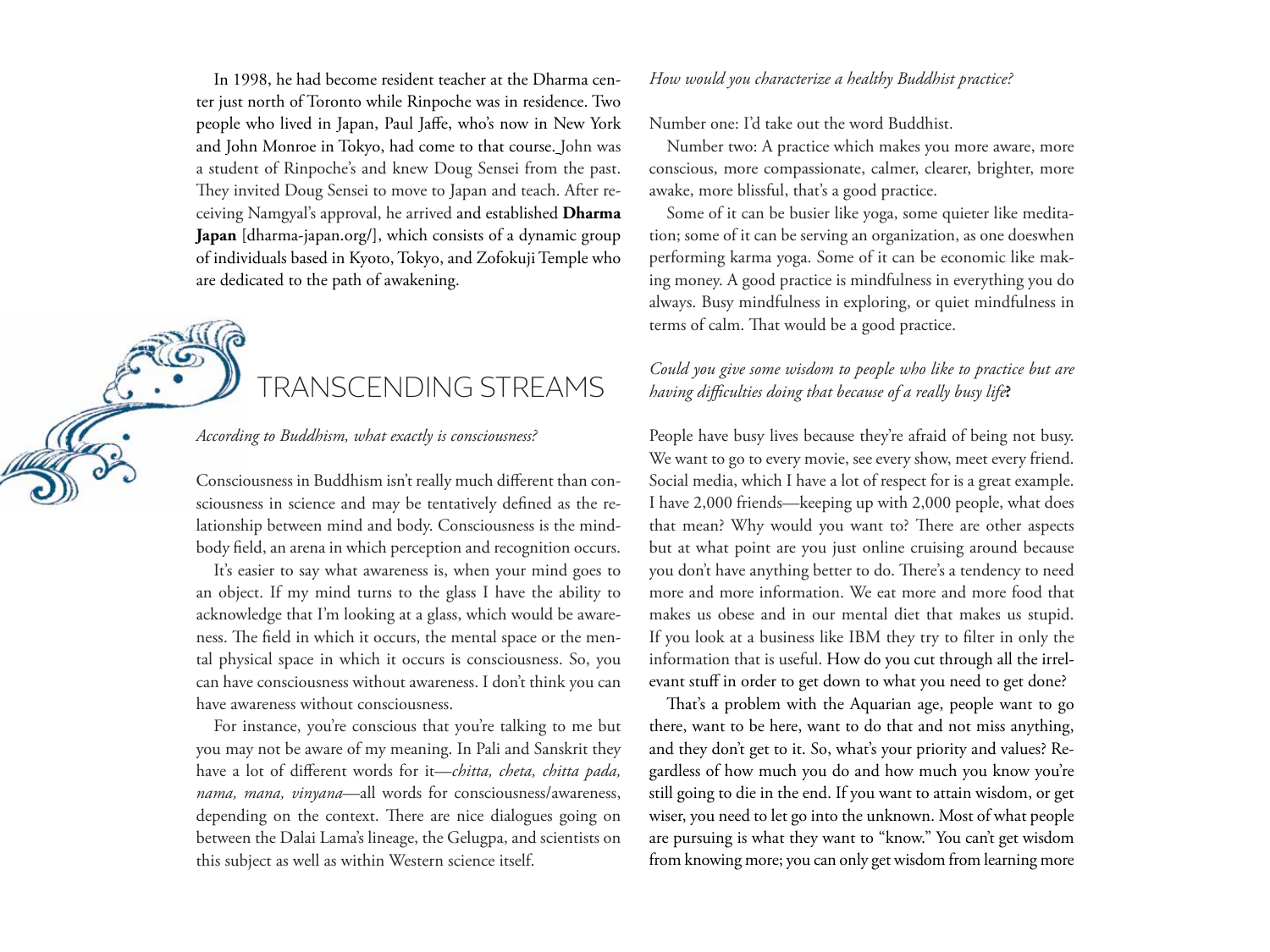In 1998, he had become resident teacher at the Dharma center just north of Toronto while Rinpoche was in residence. Two people who lived in Japan, Paul Jaffe, who's now in New York and John Monroe in Tokyo, had come to that course. John was a student of Rinpoche's and knew Doug Sensei from the past. They invited Doug Sensei to move to Japan and teach. After receiving Namgyal's approval, he arrived and established **Dharma Japan** [dharma-japan.org/], which consists of a dynamic group of individuals based in Kyoto, Tokyo, and Zofokuji Temple who are dedicated to the path of awakening.

## TRANSCENDING STREAMS

*According to Buddhism, what exactly is consciousness?*

Consciousness in Buddhism isn't really much different than consciousness in science and may be tentatively defined as the relationship between mind and body. Consciousness is the mind-body field, an arena in which perception and recognition occurs.

It's easier to say what awareness is, when your mind goes to an object. If my mind turns to the glass I have the ability to acknowledge that I'm looking at a glass, which would be awareness. The field in which it occurs, the mental space or the mental physical space in which it occurs is consciousness. So, you can have consciousness without awareness. I don't think you can have awareness without consciousness.

For instance, you're conscious that you're talking to me but you may not be aware of my meaning. In Pali and Sanskrit they have a lot of different words for it—*chitta, cheta, chitta pada, nama, mana, vinyana*—all words for consciousness/awareness, depending on the context. There are nice dialogues going on between the Dalai Lama's lineage, the Gelugpa, and scientists on this subject as well as within Western science itself.

*How would you characterize a healthy Buddhist practice?*

Number one: I'd take out the word Buddhist.

Number two: A practice which makes you more aware, more conscious, more compassionate, calmer, clearer, brighter, more awake, more blissful, that's a good practice.

Some of it can be busier like yoga, some quieter like meditation; some of it can be serving an organization, as one doeswhen performing karma yoga. Some of it can be economic like making money. A good practice is mindfulness in everything you do always. Busy mindfulness in exploring, or quiet mindfulness in terms of calm. That would be a good practice.

*Could you give some wisdom to people who like to practice but are having difficulties doing that because of a really busy life***?**

People have busy lives because they're afraid of being not busy. We want to go to every movie, see every show, meet every friend. Social media, which I have a lot of respect for is a great example. I have 2,000 friends—keeping up with 2,000 people, what does that mean? Why would you want to? There are other aspects but at what point are you just online cruising around because you don't have anything better to do. There's a tendency to need more and more information. We eat more and more food that makes us obese and in our mental diet that makes us stupid. If you look at a business like IBM they try to filter in only the information that is useful. How do you cut through all the irrelevant stuff in order to get down to what you need to get done?

That's a problem with the Aquarian age, people want to go there, want to be here, want to do that and not miss anything, and they don't get to it. So, what's your priority and values? Regardless of how much you do and how much you know you're still going to die in the end. If you want to attain wisdom, or get wiser, you need to let go into the unknown. Most of what people are pursuing is what they want to "know." You can't get wisdom from knowing more; you can only get wisdom from learning more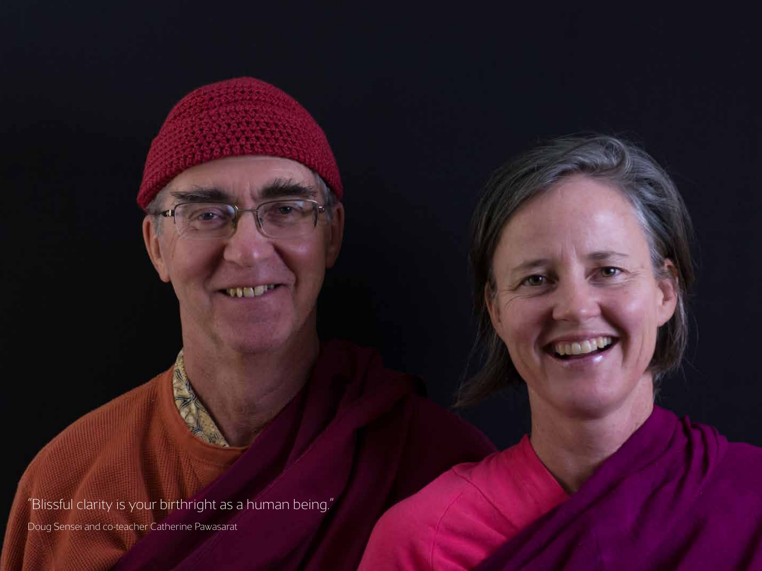"Blissful clarity is your birthright as a human being."

Doug Sensei and co-teacher Catherine Pawasarat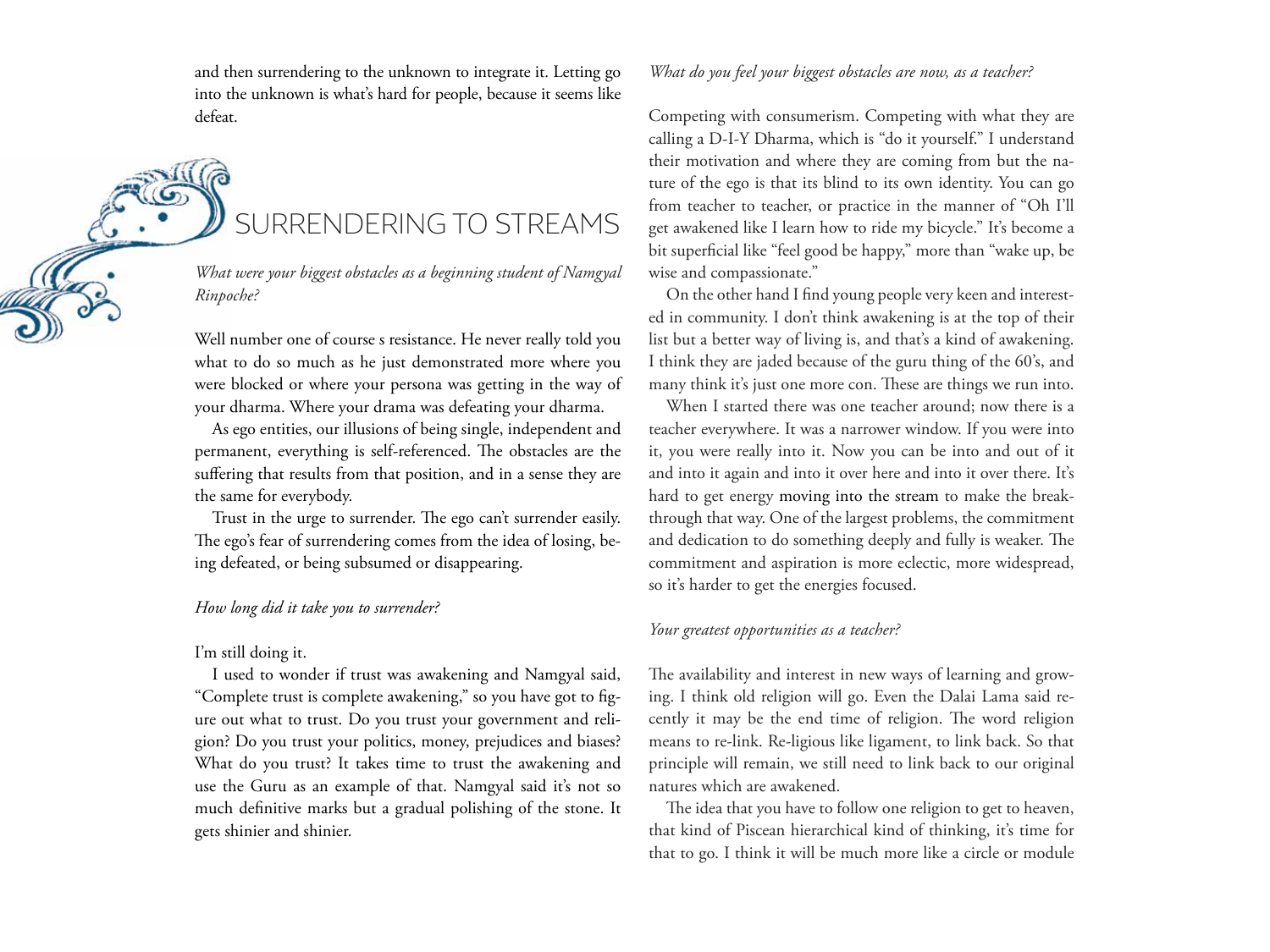and then surrendering to the unknown to integrate it. Letting go into the unknown is what's hard for people, because it seems like defeat.

## SURRENDERING TO STREAMS

*What were your biggest obstacles as a beginning student of Namgyal Rinpoche?*

Well number one of course s resistance. He never really told you what to do so much as he just demonstrated more where you were blocked or where your persona was getting in the way of your dharma. Where your drama was defeating your dharma.

As ego entities, our illusions of being single, independent and permanent, everything is self-referenced. The obstacles are the suffering that results from that position, and in a sense they are the same for everybody.

Trust in the urge to surrender. The ego can't surrender easily. The ego's fear of surrendering comes from the idea of losing, being defeated, or being subsumed or disappearing.

*How long did it take you to surrender?*

I'm still doing it.

I used to wonder if trust was awakening and Namgyal said, "Complete trust is complete awakening," so you have got to figure out what to trust. Do you trust your government and religion? Do you trust your politics, money, prejudices and biases? What do you trust? It takes time to trust the awakening and use the Guru as an example of that. Namgyal said it's not so much definitive marks but a gradual polishing of the stone. It gets shinier and shinier.

*What do you feel your biggest obstacles are now, as a teacher?*

Competing with consumerism. Competing with what they are calling a D-I-Y Dharma, which is "do it yourself." I understand their motivation and where they are coming from but the nature of the ego is that its blind to its own identity. You can go from teacher to teacher, or practice in the manner of "Oh I'll get awakened like I learn how to ride my bicycle." It's become a bit superficial like "feel good be happy," more than "wake up, be wise and compassionate."

On the other hand I find young people very keen and interested in community. I don't think awakening is at the top of their list but a better way of living is, and that's a kind of awakening. I think they are jaded because of the guru thing of the 60's, and many think it's just one more con. These are things we run into.

When I started there was one teacher around; now there is a teacher everywhere. It was a narrower window. If you were into it, you were really into it. Now you can be into and out of it and into it again and into it over here and into it over there. It's hard to get energy moving into the stream to make the breakthrough that way. One of the largest problems, the commitment and dedication to do something deeply and fully is weaker. The commitment and aspiration is more eclectic, more widespread, so it's harder to get the energies focused.

*Your greatest opportunities as a teacher?*

The availability and interest in new ways of learning and growing. I think old religion will go. Even the Dalai Lama said recently it may be the end time of religion. The word religion means to re-link. Re-ligious like ligament, to link back. So that principle will remain, we still need to link back to our original natures which are awakened.

The idea that you have to follow one religion to get to heaven, that kind of Piscean hierarchical kind of thinking, it's time for that to go. I think it will be much more like a circle or module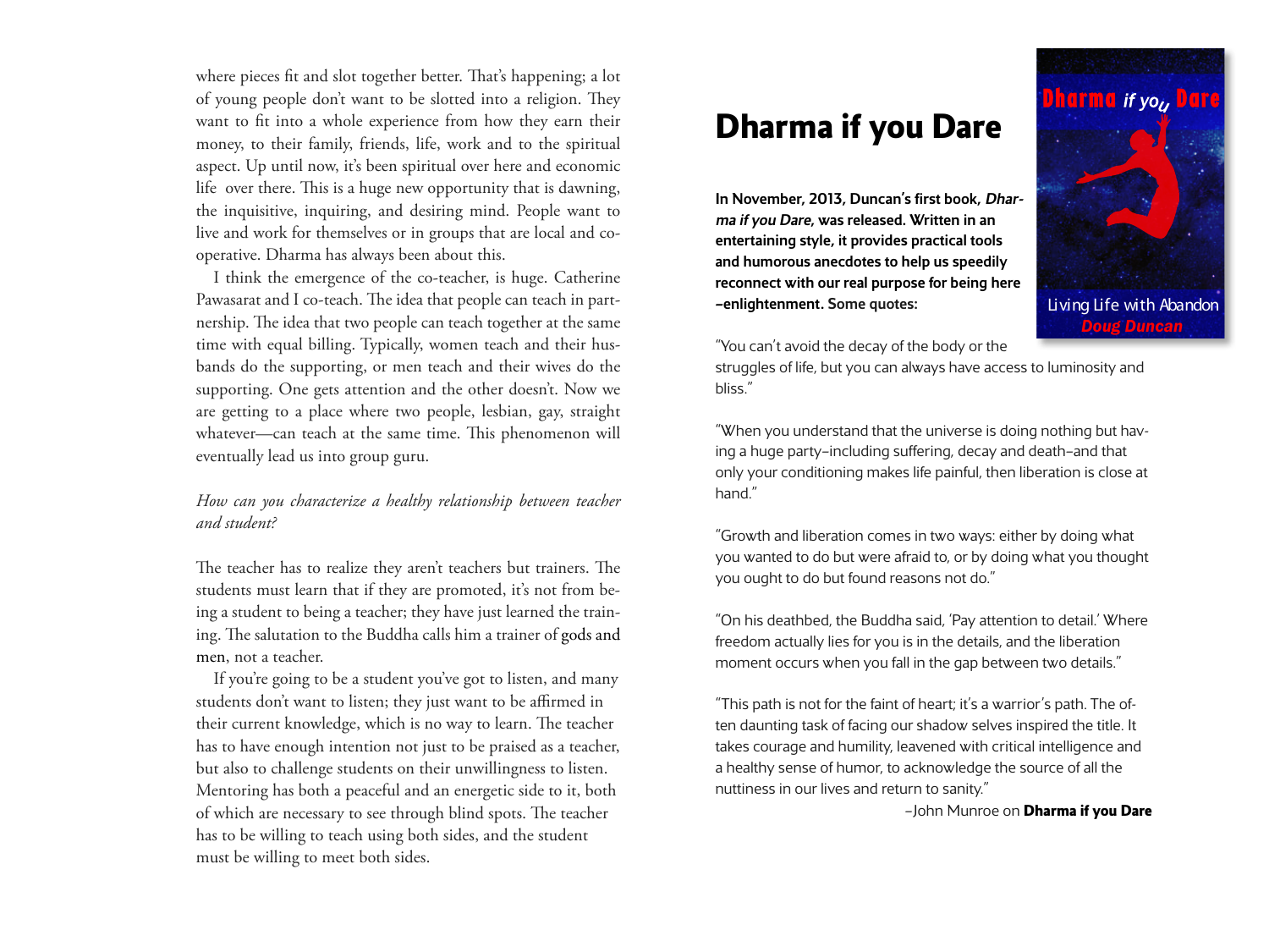where pieces fit and slot together better. That's happening; a lot of young people don't want to be slotted into a religion. They want to fit into a whole experience from how they earn their money, to their family, friends, life, work and to the spiritual aspect. Up until now, it's been spiritual over here and economic life over there. This is a huge new opportunity that is dawning, the inquisitive, inquiring, and desiring mind. People want to live and work for themselves or in groups that are local and co-operative. Dharma has always been about this.

I think the emergence of the co-teacher, is huge. Catherine Pawasarat and I co-teach. The idea that people can teach in partnership. The idea that two people can teach together at the same time with equal billing. Typically, women teach and their husbands do the supporting, or men teach and their wives do the supporting. One gets attention and the other doesn't. Now we are getting to a place where two people, lesbian, gay, straight whatever—can teach at the same time. This phenomenon will eventually lead us into group guru.

*How can you characterize a healthy relationship between teacher and student?*

The teacher has to realize they aren't teachers but trainers. The students must learn that if they are promoted, it's not from being a student to being a teacher; they have just learned the training. The salutation to the Buddha calls him a trainer of gods and men, not a teacher.

If you're going to be a student you've got to listen, and many students don't want to listen; they just want to be affirmed in their current knowledge, which is no way to learn. The teacher has to have enough intention not just to be praised as a teacher, but also to challenge students on their unwillingness to listen. Mentoring has both a peaceful and an energetic side to it, both of which are necessary to see through blind spots. The teacher has to be willing to teach using both sides, and the student must be willing to meet both sides.

# Dharma if you Dare

Dharma if you Dare — Living Life with Abandon — Doug Duncan

**In November, 2013, Duncan's first book, *Dharma if you Dare*, was released. Written in an entertaining style, it provides practical tools and humorous anecdotes to help us speedily reconnect with our real purpose for being here –enlightenment. Some quotes:**

"You can't avoid the decay of the body or the struggles of life, but you can always have access to luminosity and bliss."

"When you understand that the universe is doing nothing but having a huge party–including suffering, decay and death–and that only your conditioning makes life painful, then liberation is close at hand."

"Growth and liberation comes in two ways: either by doing what you wanted to do but were afraid to, or by doing what you thought you ought to do but found reasons not do."

"On his deathbed, the Buddha said, 'Pay attention to detail.' Where freedom actually lies for you is in the details, and the liberation moment occurs when you fall in the gap between two details."

"This path is not for the faint of heart; it's a warrior's path. The often daunting task of facing our shadow selves inspired the title. It takes courage and humility, leavened with critical intelligence and a healthy sense of humor, to acknowledge the source of all the nuttiness in our lives and return to sanity."

–John Munroe on **Dharma if you Dare**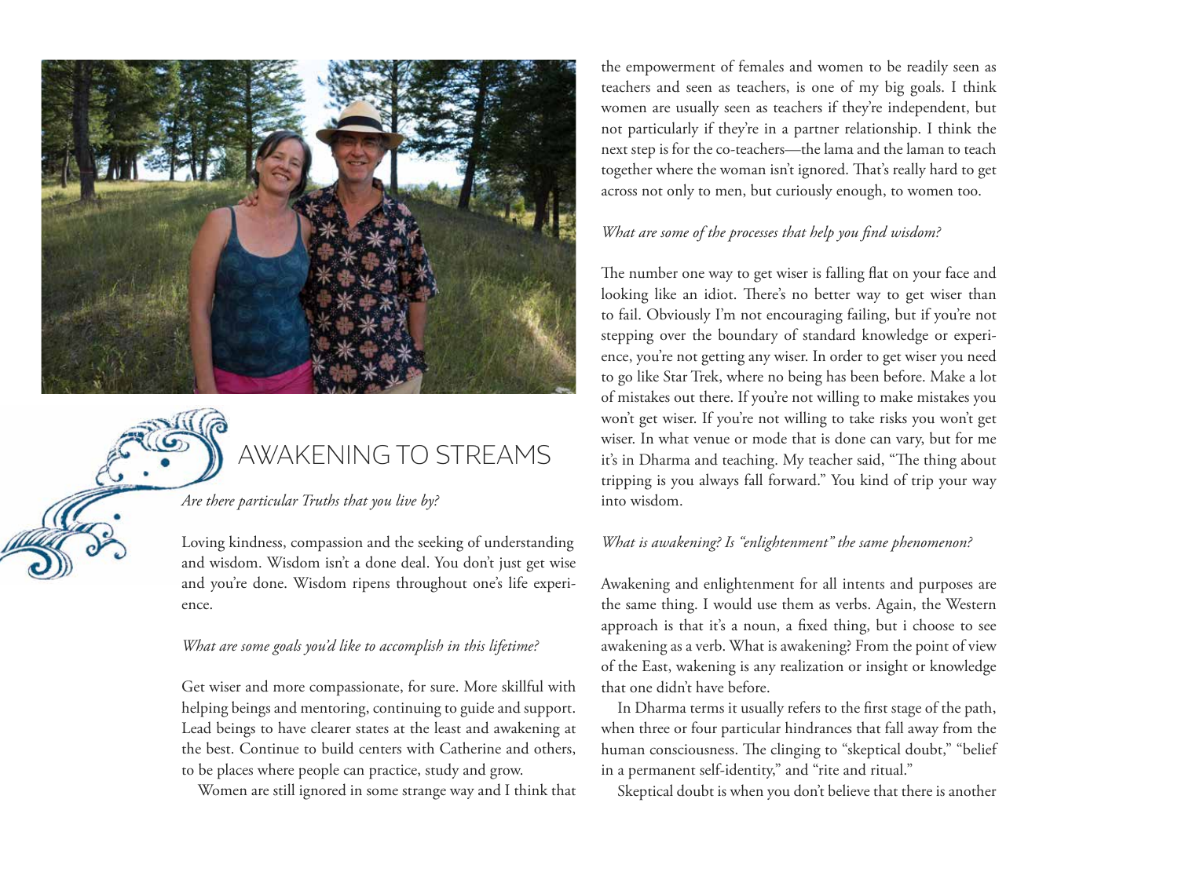## AWAKENING TO STREAMS

*Are there particular Truths that you live by?*

Loving kindness, compassion and the seeking of understanding and wisdom. Wisdom isn't a done deal. You don't just get wise and you're done. Wisdom ripens throughout one's life experience.

*What are some goals you'd like to accomplish in this lifetime?*

Get wiser and more compassionate, for sure. More skillful with helping beings and mentoring, continuing to guide and support. Lead beings to have clearer states at the least and awakening at the best. Continue to build centers with Catherine and others, to be places where people can practice, study and grow.

Women are still ignored in some strange way and I think that the empowerment of females and women to be readily seen as teachers and seen as teachers, is one of my big goals. I think women are usually seen as teachers if they're independent, but not particularly if they're in a partner relationship. I think the next step is for the co-teachers—the lama and the laman to teach together where the woman isn't ignored. That's really hard to get across not only to men, but curiously enough, to women too.

*What are some of the processes that help you find wisdom?*

The number one way to get wiser is falling flat on your face and looking like an idiot. There's no better way to get wiser than to fail. Obviously I'm not encouraging failing, but if you're not stepping over the boundary of standard knowledge or experience, you're not getting any wiser. In order to get wiser you need to go like Star Trek, where no being has been before. Make a lot of mistakes out there. If you're not willing to make mistakes you won't get wiser. If you're not willing to take risks you won't get wiser. In what venue or mode that is done can vary, but for me it's in Dharma and teaching. My teacher said, "The thing about tripping is you always fall forward." You kind of trip your way into wisdom.

*What is awakening? Is "enlightenment" the same phenomenon?*

Awakening and enlightenment for all intents and purposes are the same thing. I would use them as verbs. Again, the Western approach is that it's a noun, a fixed thing, but i choose to see awakening as a verb. What is awakening? From the point of view of the East, wakening is any realization or insight or knowledge that one didn't have before.

In Dharma terms it usually refers to the first stage of the path, when three or four particular hindrances that fall away from the human consciousness. The clinging to "skeptical doubt," "belief in a permanent self-identity," and "rite and ritual."

Skeptical doubt is when you don't believe that there is another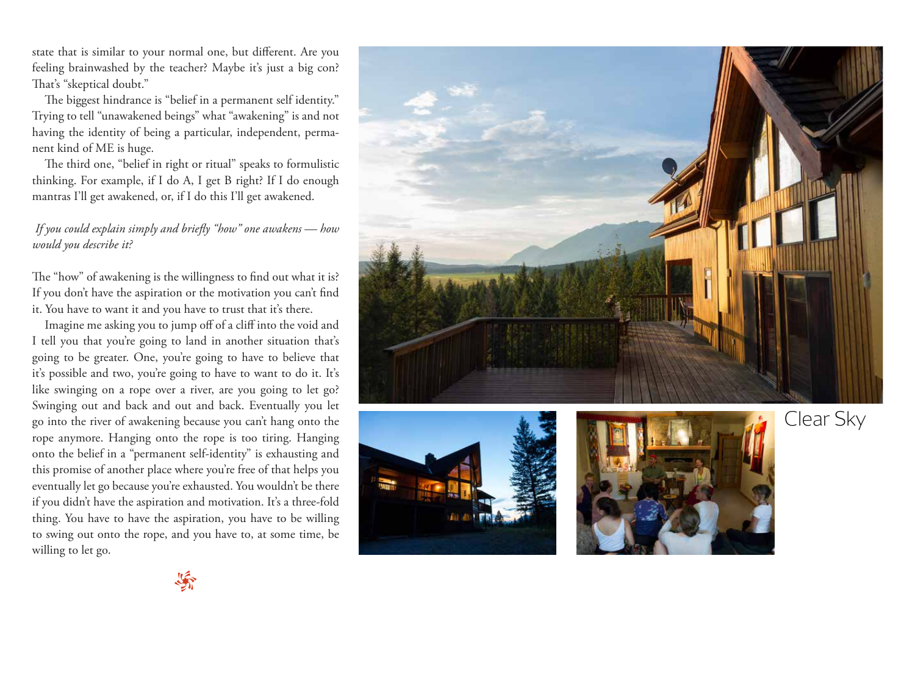state that is similar to your normal one, but different. Are you feeling brainwashed by the teacher? Maybe it's just a big con? That's "skeptical doubt."

The biggest hindrance is "belief in a permanent self identity." Trying to tell "unawakened beings" what "awakening" is and not having the identity of being a particular, independent, permanent kind of ME is huge.

The third one, "belief in right or ritual" speaks to formulistic thinking. For example, if I do A, I get B right? If I do enough mantras I'll get awakened, or, if I do this I'll get awakened.

*If you could explain simply and briefly "how" one awakens — how would you describe it?*

The "how" of awakening is the willingness to find out what it is? If you don't have the aspiration or the motivation you can't find it. You have to want it and you have to trust that it's there.

Imagine me asking you to jump off of a cliff into the void and I tell you that you're going to land in another situation that's going to be greater. One, you're going to have to believe that it's possible and two, you're going to have to want to do it. It's like swinging on a rope over a river, are you going to let go? Swinging out and back and out and back. Eventually you let go into the river of awakening because you can't hang onto the rope anymore. Hanging onto the rope is too tiring. Hanging onto the belief in a "permanent self-identity" is exhausting and this promise of another place where you're free of that helps you eventually let go because you're exhausted. You wouldn't be there if you didn't have the aspiration and motivation. It's a three-fold thing. You have to have the aspiration, you have to be willing to swing out onto the rope, and you have to, at some time, be willing to let go.

Clear Sky